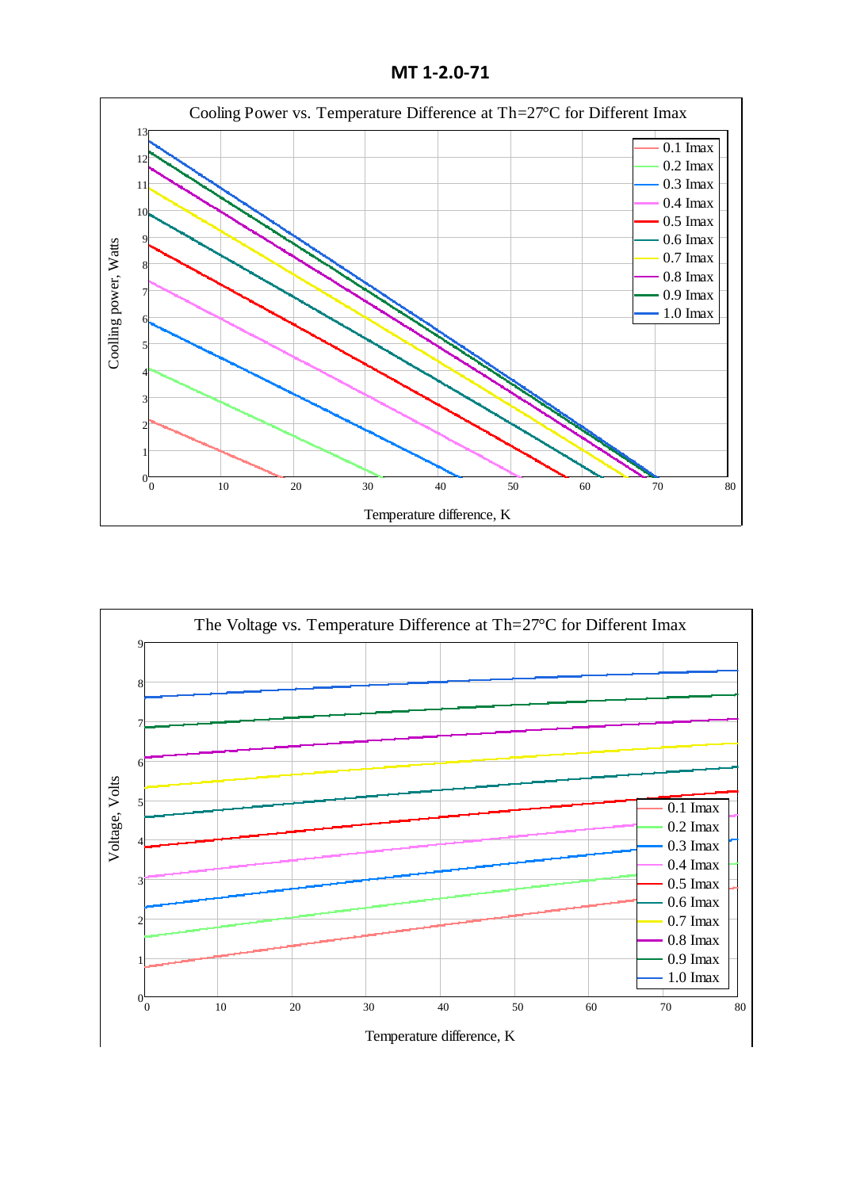# MT 1-2.0-71

Cooling Power vs. Temperature Difference at Th=27°C for Different Imax

Coolling power, Watts

Temperature difference, K

0.1 Imax
0.2 Imax
0.3 Imax
0.4 Imax
0.5 Imax
0.6 Imax
0.7 Imax
0.8 Imax
0.9 Imax
1.0 Imax

The Voltage vs. Temperature Difference at Th=27°C for Different Imax

Voltage, Volts

Temperature difference, K

0.1 Imax
0.2 Imax
0.3 Imax
0.4 Imax
0.5 Imax
0.6 Imax
0.7 Imax
0.8 Imax
0.9 Imax
1.0 Imax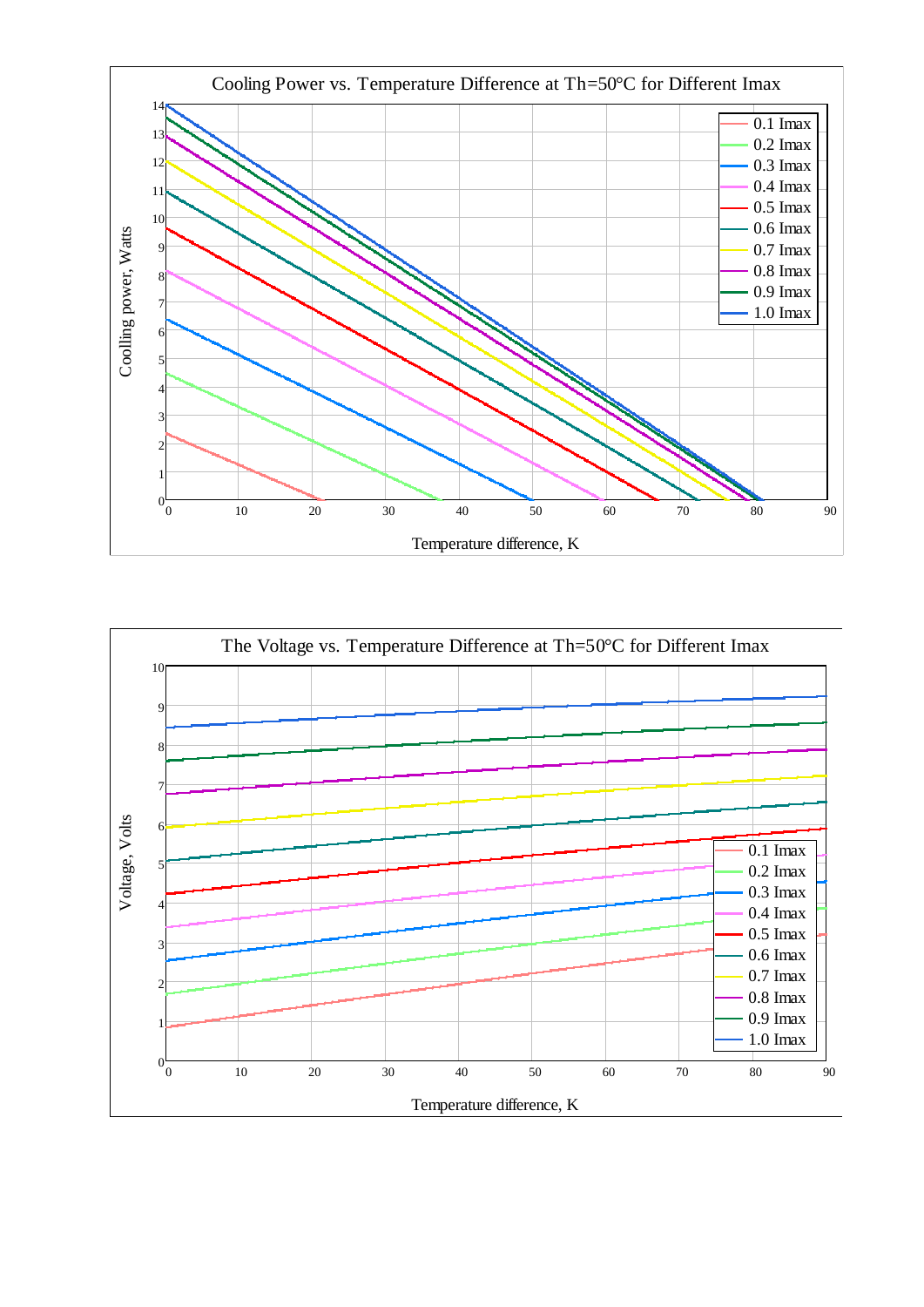Cooling Power vs. Temperature Difference at Th=50°C for Different Imax

Coolling power, Watts

Temperature difference, K

0 1 2 3 4 5 6 7 8 9 10 11 12 13 14

0 10 20 30 40 50 60 70 80 90

0.1 Imax
0.2 Imax
0.3 Imax
0.4 Imax
0.5 Imax
0.6 Imax
0.7 Imax
0.8 Imax
0.9 Imax
1.0 Imax

The Voltage vs. Temperature Difference at Th=50°C for Different Imax

Voltage, Volts

Temperature difference, K

0 1 2 3 4 5 6 7 8 9 10

0 10 20 30 40 50 60 70 80 90

0.1 Imax
0.2 Imax
0.3 Imax
0.4 Imax
0.5 Imax
0.6 Imax
0.7 Imax
0.8 Imax
0.9 Imax
1.0 Imax